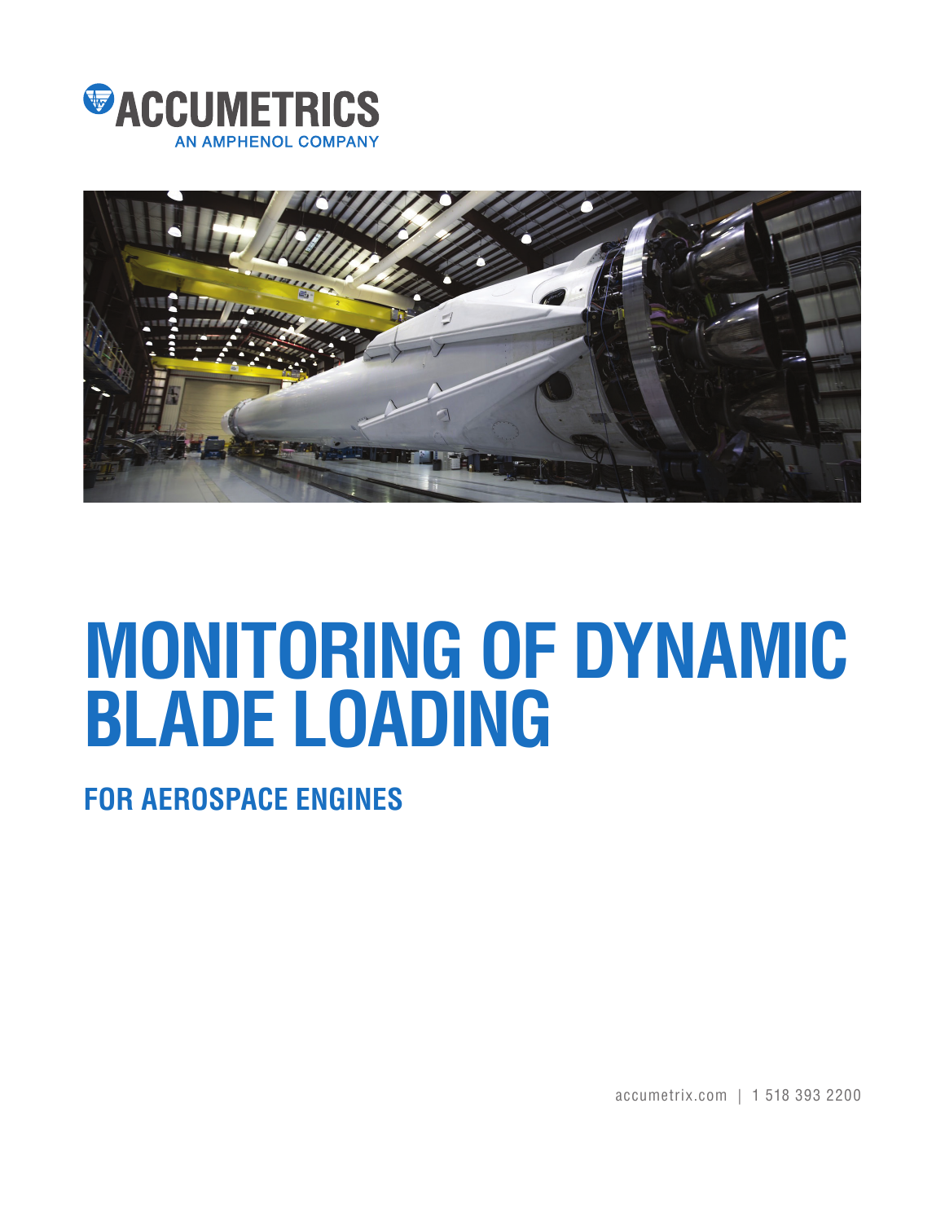ACCUMETRICS
AN AMPHENOL COMPANY

# MONITORING OF DYNAMIC BLADE LOADING

## FOR AEROSPACE ENGINES

accumetrix.com | 1 518 393 2200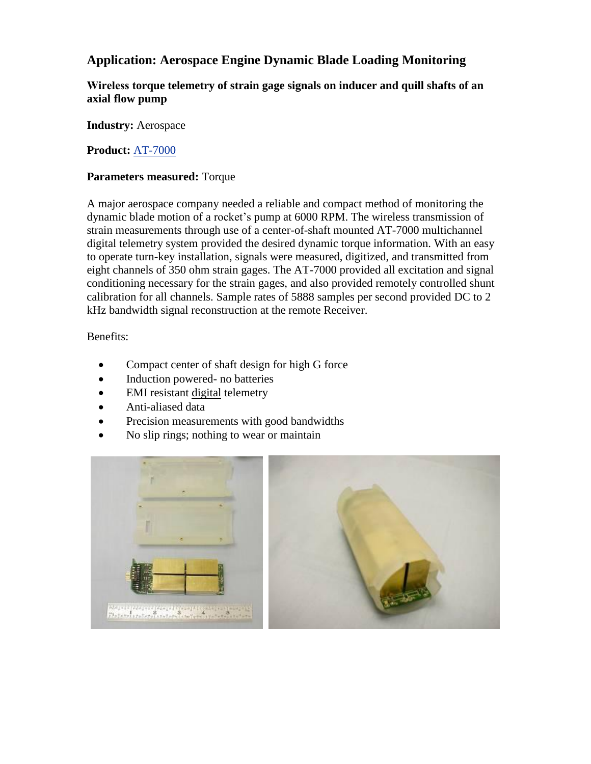## Application: Aerospace Engine Dynamic Blade Loading Monitoring

### Wireless torque telemetry of strain gage signals on inducer and quill shafts of an axial flow pump

**Industry:** Aerospace

**Product:** AT-7000

**Parameters measured:** Torque

A major aerospace company needed a reliable and compact method of monitoring the dynamic blade motion of a rocket's pump at 6000 RPM. The wireless transmission of strain measurements through use of a center-of-shaft mounted AT-7000 multichannel digital telemetry system provided the desired dynamic torque information. With an easy to operate turn-key installation, signals were measured, digitized, and transmitted from eight channels of 350 ohm strain gages. The AT-7000 provided all excitation and signal conditioning necessary for the strain gages, and also provided remotely controlled shunt calibration for all channels. Sample rates of 5888 samples per second provided DC to 2 kHz bandwidth signal reconstruction at the remote Receiver.

Benefits:

- Compact center of shaft design for high G force
- Induction powered- no batteries
- EMI resistant digital telemetry
- Anti-aliased data
- Precision measurements with good bandwidths
- No slip rings; nothing to wear or maintain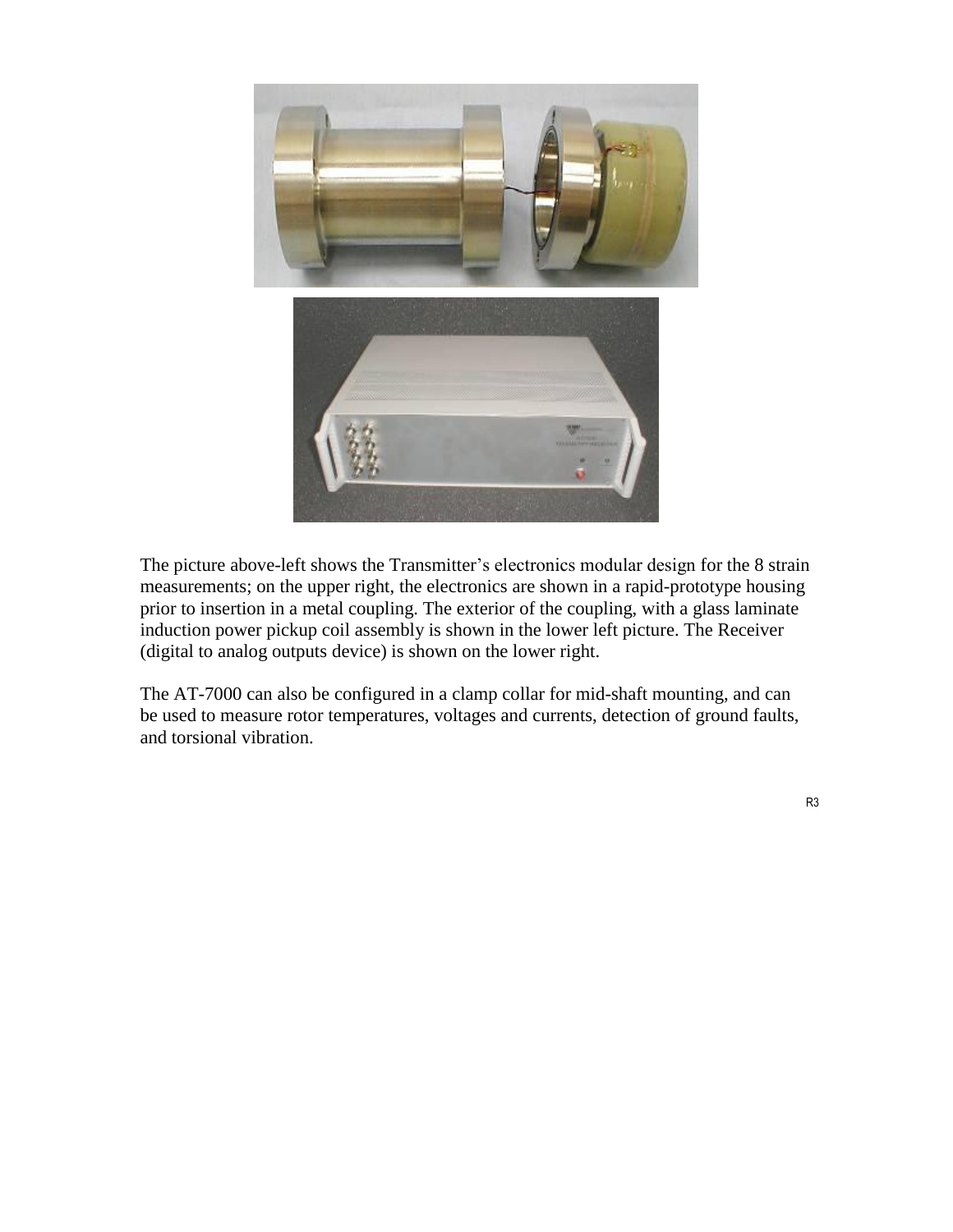The picture above-left shows the Transmitter's electronics modular design for the 8 strain measurements; on the upper right, the electronics are shown in a rapid-prototype housing prior to insertion in a metal coupling. The exterior of the coupling, with a glass laminate induction power pickup coil assembly is shown in the lower left picture. The Receiver (digital to analog outputs device) is shown on the lower right.

The AT-7000 can also be configured in a clamp collar for mid-shaft mounting, and can be used to measure rotor temperatures, voltages and currents, detection of ground faults, and torsional vibration.

R3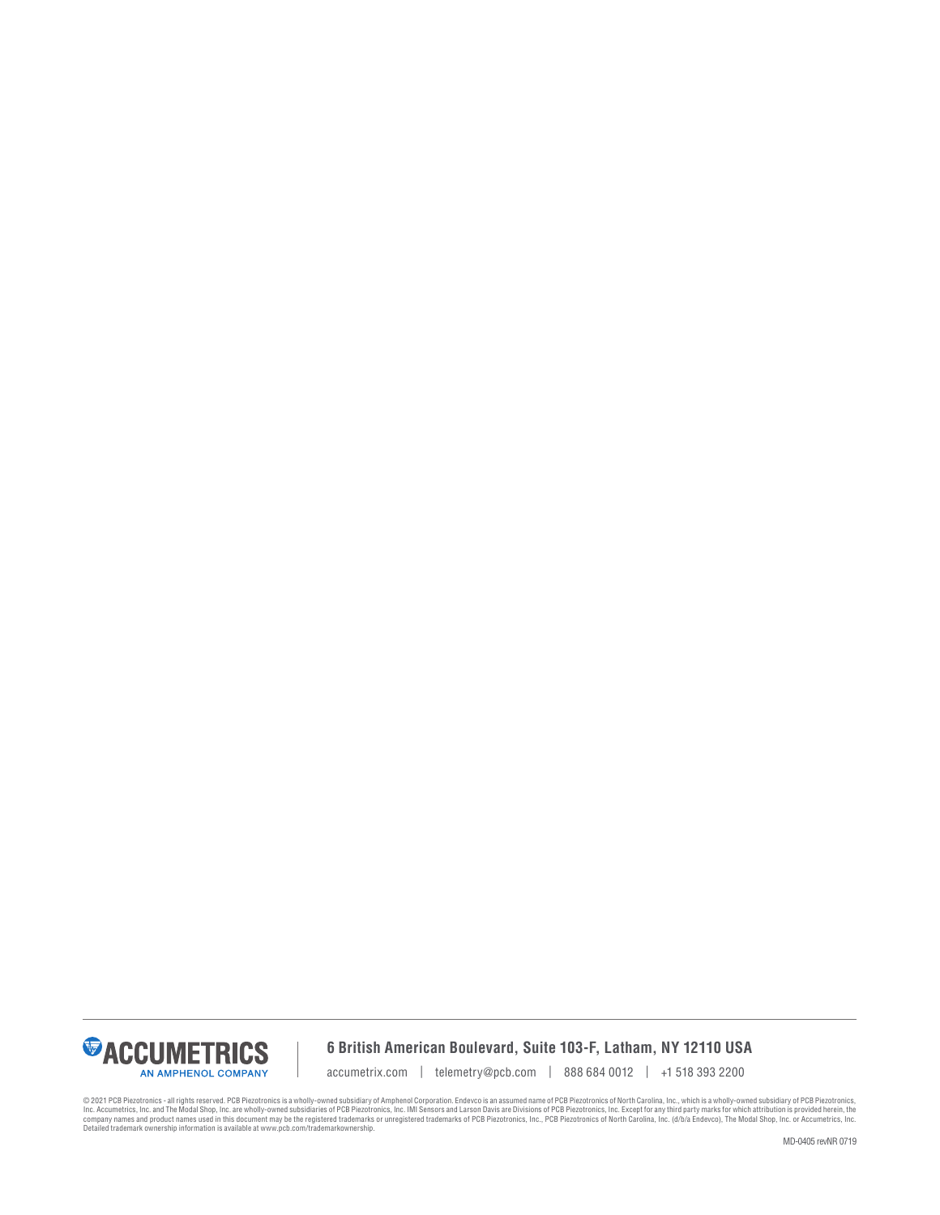ACCUMETRICS

AN AMPHENOL COMPANY

**6 British American Boulevard, Suite 103-F, Latham, NY 12110 USA**

accumetrix.com | telemetry@pcb.com | 888 684 0012 | +1 518 393 2200

© 2021 PCB Piezotronics - all rights reserved. PCB Piezotronics is a wholly-owned subsidiary of Amphenol Corporation. Endevco is an assumed name of PCB Piezotronics of North Carolina, Inc., which is a wholly-owned subsidiary of PCB Piezotronics, Inc. Accumetrics, Inc. and The Modal Shop, Inc. are wholly-owned subsidiaries of PCB Piezotronics, Inc. IMI Sensors and Larson Davis are Divisions of PCB Piezotronics, Inc. Except for any third party marks for which attribution is provided herein, the company names and product names used in this document may be the registered trademarks or unregistered trademarks of PCB Piezotronics, Inc., PCB Piezotronics of North Carolina, Inc. (d/b/a Endevco), The Modal Shop, Inc. or Accumetrics, Inc. Detailed trademark ownership information is available at www.pcb.com/trademarkownership.

MD-0405 revNR 0719